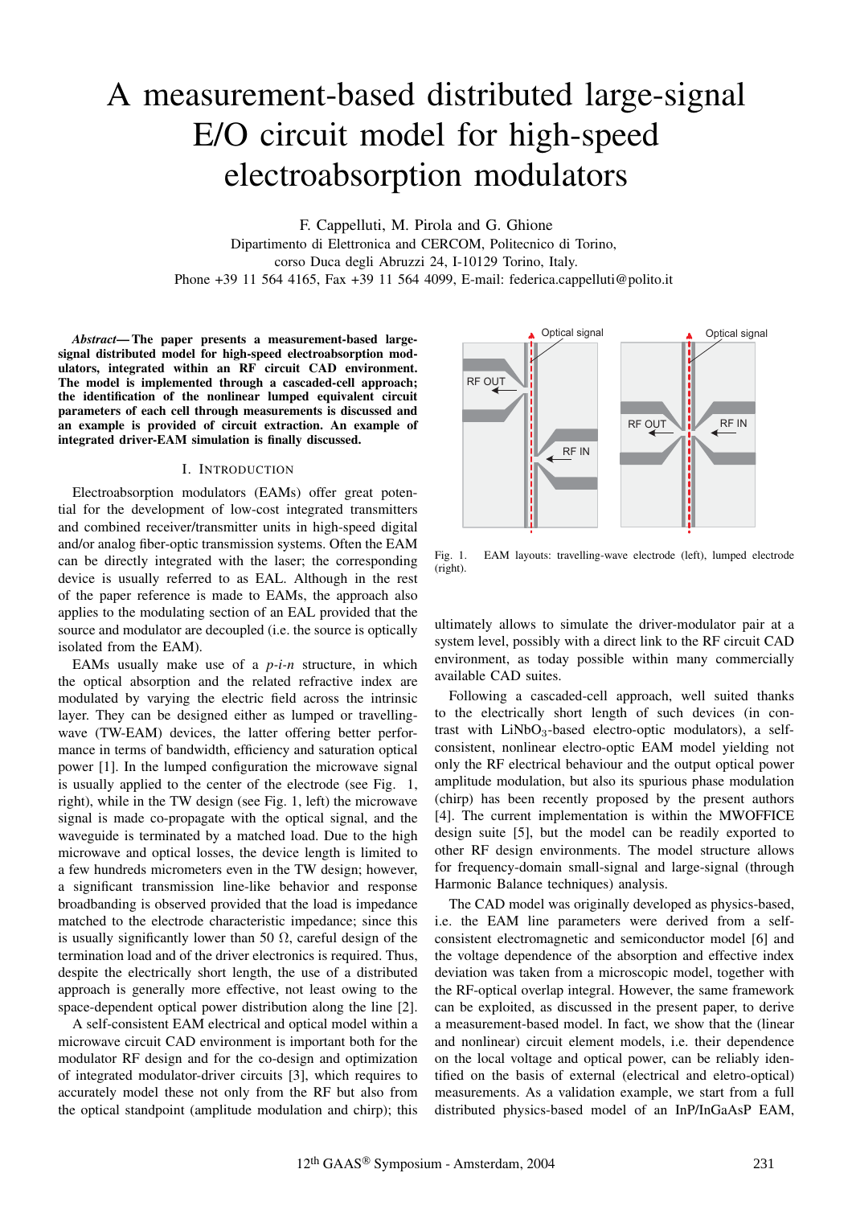# A measurement-based distributed large-signal E/O circuit model for high-speed electroabsorption modulators

F. Cappelluti, M. Pirola and G. Ghione

Dipartimento di Elettronica and CERCOM, Politecnico di Torino,
corso Duca degli Abruzzi 24, I-10129 Torino, Italy.
Phone +39 11 564 4165, Fax +39 11 564 4099, E-mail: federica.cappelluti@polito.it

***Abstract*— The paper presents a measurement-based large-signal distributed model for high-speed electroabsorption modulators, integrated within an RF circuit CAD environment. The model is implemented through a cascaded-cell approach; the identification of the nonlinear lumped equivalent circuit parameters of each cell through measurements is discussed and an example is provided of circuit extraction. An example of integrated driver-EAM simulation is finally discussed.**

## I. Introduction

Electroabsorption modulators (EAMs) offer great potential for the development of low-cost integrated transmitters and combined receiver/transmitter units in high-speed digital and/or analog fiber-optic transmission systems. Often the EAM can be directly integrated with the laser; the corresponding device is usually referred to as EAL. Although in the rest of the paper reference is made to EAMs, the approach also applies to the modulating section of an EAL provided that the source and modulator are decoupled (i.e. the source is optically isolated from the EAM).

EAMs usually make use of a *p-i-n* structure, in which the optical absorption and the related refractive index are modulated by varying the electric field across the intrinsic layer. They can be designed either as lumped or travelling-wave (TW-EAM) devices, the latter offering better performance in terms of bandwidth, efficiency and saturation optical power [1]. In the lumped configuration the microwave signal is usually applied to the center of the electrode (see Fig. 1, right), while in the TW design (see Fig. 1, left) the microwave signal is made co-propagate with the optical signal, and the waveguide is terminated by a matched load. Due to the high microwave and optical losses, the device length is limited to a few hundreds micrometers even in the TW design; however, a significant transmission line-like behavior and response broadbanding is observed provided that the load is impedance matched to the electrode characteristic impedance; since this is usually significantly lower than 50 Ω, careful design of the termination load and of the driver electronics is required. Thus, despite the electrically short length, the use of a distributed approach is generally more effective, not least owing to the space-dependent optical power distribution along the line [2].

A self-consistent EAM electrical and optical model within a microwave circuit CAD environment is important both for the modulator RF design and for the co-design and optimization of integrated modulator-driver circuits [3], which requires to accurately model these not only from the RF but also from the optical standpoint (amplitude modulation and chirp); this

Optical signal
RF OUT
RF IN
Optical signal
RF OUT
RF IN

Fig. 1. EAM layouts: travelling-wave electrode (left), lumped electrode (right).

ultimately allows to simulate the driver-modulator pair at a system level, possibly with a direct link to the RF circuit CAD environment, as today possible within many commercially available CAD suites.

Following a cascaded-cell approach, well suited thanks to the electrically short length of such devices (in contrast with $LiNbO_3$-based electro-optic modulators), a self-consistent, nonlinear electro-optic EAM model yielding not only the RF electrical behaviour and the output optical power amplitude modulation, but also its spurious phase modulation (chirp) has been recently proposed by the present authors [4]. The current implementation is within the MWOFFICE design suite [5], but the model can be readily exported to other RF design environments. The model structure allows for frequency-domain small-signal and large-signal (through Harmonic Balance techniques) analysis.

The CAD model was originally developed as physics-based, i.e. the EAM line parameters were derived from a self-consistent electromagnetic and semiconductor model [6] and the voltage dependence of the absorption and effective index deviation was taken from a microscopic model, together with the RF-optical overlap integral. However, the same framework can be exploited, as discussed in the present paper, to derive a measurement-based model. In fact, we show that the (linear and nonlinear) circuit element models, i.e. their dependence on the local voltage and optical power, can be reliably identified on the basis of external (electrical and eletro-optical) measurements. As a validation example, we start from a full distributed physics-based model of an InP/InGaAsP EAM,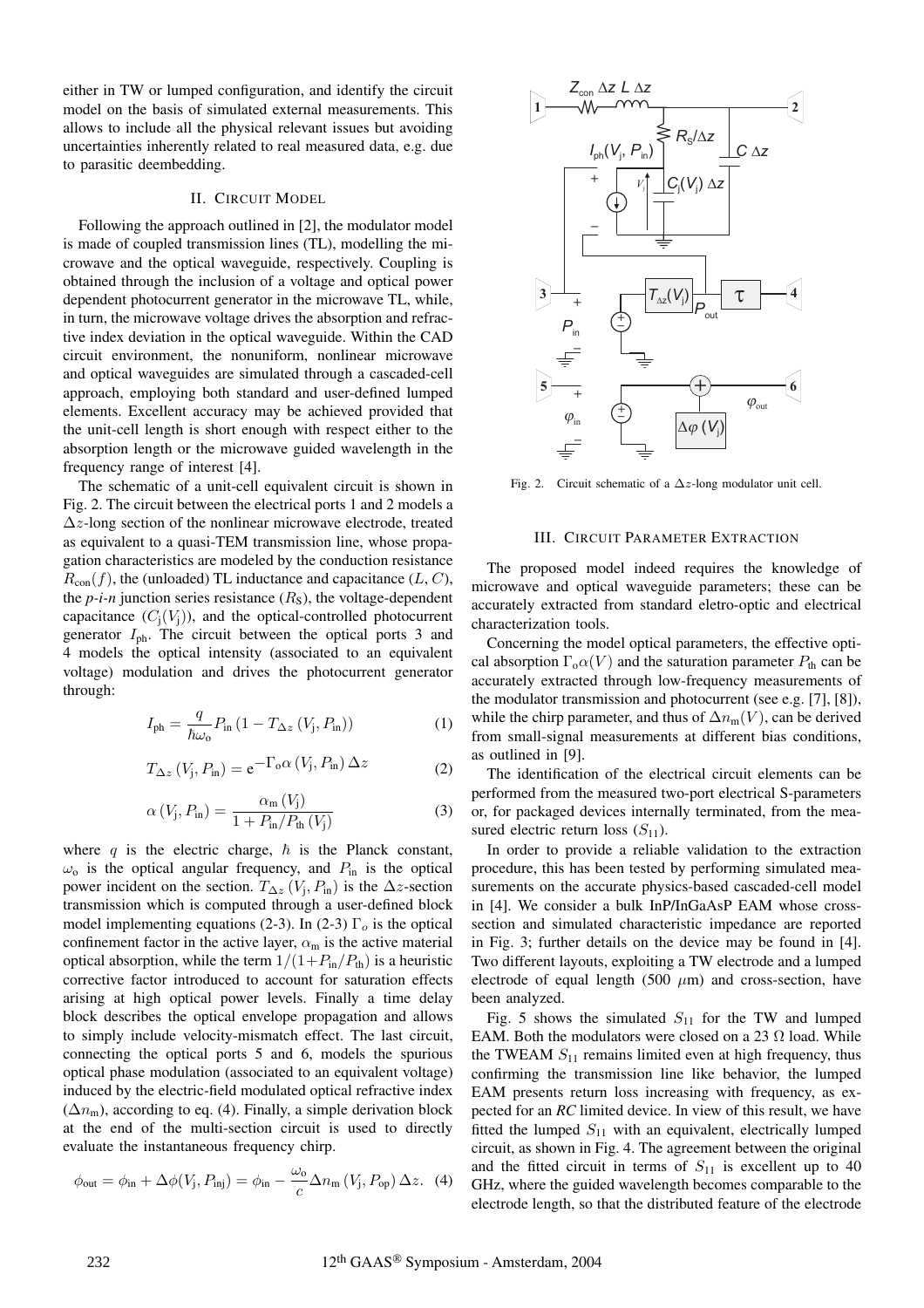either in TW or lumped configuration, and identify the circuit model on the basis of simulated external measurements. This allows to include all the physical relevant issues but avoiding uncertainties inherently related to real measured data, e.g. due to parasitic deembedding.

## II. Circuit Model

Following the approach outlined in [2], the modulator model is made of coupled transmission lines (TL), modelling the microwave and the optical waveguide, respectively. Coupling is obtained through the inclusion of a voltage and optical power dependent photocurrent generator in the microwave TL, while, in turn, the microwave voltage drives the absorption and refractive index deviation in the optical waveguide. Within the CAD circuit environment, the nonuniform, nonlinear microwave and optical waveguides are simulated through a cascaded-cell approach, employing both standard and user-defined lumped elements. Excellent accuracy may be achieved provided that the unit-cell length is short enough with respect either to the absorption length or the microwave guided wavelength in the frequency range of interest [4].

The schematic of a unit-cell equivalent circuit is shown in Fig. 2. The circuit between the electrical ports 1 and 2 models a $\Delta z$-long section of the nonlinear microwave electrode, treated as equivalent to a quasi-TEM transmission line, whose propagation characteristics are modeled by the conduction resistance $R_{\mathrm{con}}(f)$, the (unloaded) TL inductance and capacitance $(L, C)$, the *p-i-n* junction series resistance $(R_{\mathrm{S}})$, the voltage-dependent capacitance $(C_{\mathrm{j}}(V_{\mathrm{j}}))$, and the optical-controlled photocurrent generator $I_{\mathrm{ph}}$. The circuit between the optical ports 3 and 4 models the optical intensity (associated to an equivalent voltage) modulation and drives the photocurrent generator through:

$$I_{\mathrm{ph}} = \frac{q}{\hbar\omega_{\mathrm{o}}} P_{\mathrm{in}} \left(1 - T_{\Delta z}\left(V_{\mathrm{j}}, P_{\mathrm{in}}\right)\right) \quad (1)$$

$$T_{\Delta z}\left(V_{\mathrm{j}}, P_{\mathrm{in}}\right) = \mathrm{e}^{-\Gamma_{\mathrm{o}}\alpha\left(V_{\mathrm{j}}, P_{\mathrm{in}}\right)\Delta z} \quad (2)$$

$$\alpha\left(V_{\mathrm{j}}, P_{\mathrm{in}}\right) = \frac{\alpha_{\mathrm{m}}\left(V_{\mathrm{j}}\right)}{1 + P_{\mathrm{in}}/P_{\mathrm{th}}\left(V_{\mathrm{j}}\right)} \quad (3)$$

where $q$ is the electric charge, $\hbar$ is the Planck constant, $\omega_{\mathrm{o}}$ is the optical angular frequency, and $P_{\mathrm{in}}$ is the optical power incident on the section. $T_{\Delta z}\left(V_{\mathrm{j}}, P_{\mathrm{in}}\right)$ is the $\Delta z$-section transmission which is computed through a user-defined block model implementing equations (2-3). In (2-3) $\Gamma_o$ is the optical confinement factor in the active layer, $\alpha_{\mathrm{m}}$ is the active material optical absorption, while the term $1/(1+P_{\mathrm{in}}/P_{\mathrm{th}})$ is a heuristic corrective factor introduced to account for saturation effects arising at high optical power levels. Finally a time delay block describes the optical envelope propagation and allows to simply include velocity-mismatch effect. The last circuit, connecting the optical ports 5 and 6, models the spurious optical phase modulation (associated to an equivalent voltage) induced by the electric-field modulated optical refractive index $(\Delta n_{\mathrm{m}})$, according to eq. (4). Finally, a simple derivation block at the end of the multi-section circuit is used to directly evaluate the instantaneous frequency chirp.

$$\phi_{\mathrm{out}} = \phi_{\mathrm{in}} + \Delta\phi(V_{\mathrm{j}}, P_{\mathrm{inj}}) = \phi_{\mathrm{in}} - \frac{\omega_{\mathrm{o}}}{c}\Delta n_{\mathrm{m}}\left(V_{\mathrm{j}}, P_{\mathrm{op}}\right)\Delta z. \quad (4)$$

1
2
3
4
5
6
$Z_{\mathrm{con}}\,\Delta z$ $L\,\Delta z$
$R_{\mathrm{S}}/\Delta z$
$C\,\Delta z$
$I_{\mathrm{ph}}(V_{\mathrm{j}}, P_{\mathrm{in}})$
$V_{\mathrm{j}}$
$C_{\mathrm{j}}(V_{\mathrm{j}})\,\Delta z$
$T_{\Delta z}(V_{\mathrm{j}})$
$\tau$
$P_{\mathrm{out}}$
$P_{\mathrm{in}}$
$\varphi_{\mathrm{in}}$
$\varphi_{\mathrm{out}}$
$\Delta\varphi\,(V_{\mathrm{j}})$

Fig. 2. Circuit schematic of a $\Delta z$-long modulator unit cell.

## III. Circuit Parameter Extraction

The proposed model indeed requires the knowledge of microwave and optical waveguide parameters; these can be accurately extracted from standard eletro-optic and electrical characterization tools.

Concerning the model optical parameters, the effective optical absorption $\Gamma_{\mathrm{o}}\alpha(V)$ and the saturation parameter $P_{\mathrm{th}}$ can be accurately extracted through low-frequency measurements of the modulator transmission and photocurrent (see e.g. [7], [8]), while the chirp parameter, and thus of $\Delta n_{\mathrm{m}}(V)$, can be derived from small-signal measurements at different bias conditions, as outlined in [9].

The identification of the electrical circuit elements can be performed from the measured two-port electrical S-parameters or, for packaged devices internally terminated, from the measured return loss $(S_{11})$.

In order to provide a reliable validation to the extraction procedure, this has been tested by performing simulated measurements on the accurate physics-based cascaded-cell model in [4]. We consider a bulk InP/InGaAsP EAM whose cross-section and simulated characteristic impedance are reported in Fig. 3; further details on the device may be found in [4]. Two different layouts, exploiting a TW electrode and a lumped electrode of equal length (500 $\mu$m) and cross-section, have been analyzed.

Fig. 5 shows the simulated $S_{11}$ for the TW and lumped EAM. Both the modulators were closed on a 23 $\Omega$ load. While the TWEAM $S_{11}$ remains limited even at high frequency, thus confirming the transmission line like behavior, the lumped EAM presents return loss increasing with frequency, as expected for an *RC* limited device. In view of this result, we have fitted the lumped $S_{11}$ with an equivalent, electrically lumped circuit, as shown in Fig. 4. The agreement between the original and the fitted circuit in terms of $S_{11}$ is excellent up to 40 GHz, where the guided wavelength becomes comparable to the electrode length, so that the distributed feature of the electrode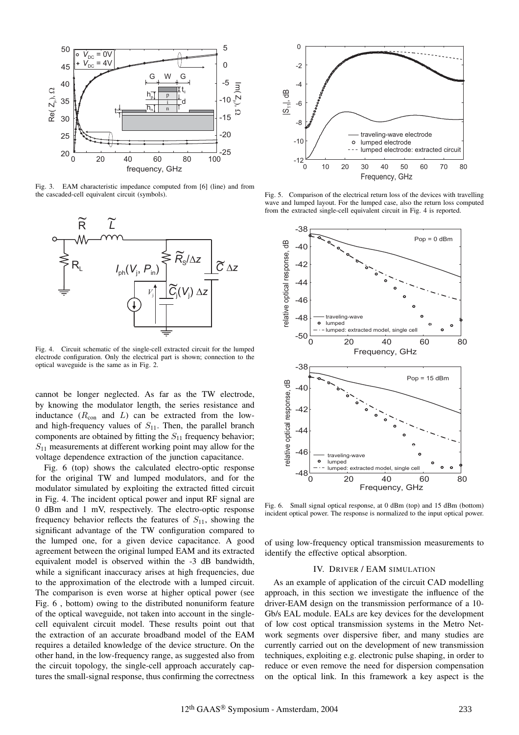Re( $Z_\infty$ ), Ω

Im( $Z_\infty$ ), Ω

$V_{DC}$ = 0V

$V_{DC}$ = 4V

G W G

frequency, GHz

Fig. 3. EAM characteristic impedance computed from [6] (line) and from the cascaded-cell equivalent circuit (symbols).

$\widetilde{R}$ $\widetilde{L}$

$R_L$

$I_{ph}(V_j, P_{in})$

$\widetilde{R}_S/\Delta z$

$\widetilde{C}\,\Delta z$

$\widetilde{C}_j(V_j)\,\Delta z$

Fig. 4. Circuit schematic of the single-cell extracted circuit for the lumped electrode configuration. Only the electrical part is shown; connection to the optical waveguide is the same as in Fig. 2.

cannot be longer neglected. As far as the TW electrode, by knowing the modulator length, the series resistance and inductance ($R_{con}$ and $L$) can be extracted from the low- and high-frequency values of $S_{11}$. Then, the parallel branch components are obtained by fitting the $S_{11}$ frequency behavior; $S_{11}$ measurements at different working point may allow for the voltage dependence extraction of the junction capacitance.

Fig. 6 (top) shows the calculated electro-optic response for the original TW and lumped modulators, and for the modulator simulated by exploiting the extracted fitted circuit in Fig. 4. The incident optical power and input RF signal are 0 dBm and 1 mV, respectively. The electro-optic response frequency behavior reflects the features of $S_{11}$, showing the significant advantage of the TW configuration compared to the lumped one, for a given device capacitance. A good agreement between the original lumped EAM and its extracted equivalent model is observed within the -3 dB bandwidth, while a significant inaccuracy arises at high frequencies, due to the approximation of the electrode with a lumped circuit. The comparison is even worse at higher optical power (see Fig. 6 , bottom) owing to the distributed nonuniform feature of the optical waveguide, not taken into account in the single-cell equivalent circuit model. These results point out that the extraction of an accurate broadband model of the EAM requires a detailed knowledge of the device structure. On the other hand, in the low-frequency range, as suggested also from the circuit topology, the single-cell approach accurately captures the small-signal response, thus confirming the correctness

$|S_{11}|$, dB

Frequency, GHz

traveling-wave electrode

lumped electrode

lumped electrode: extracted circuit

Fig. 5. Comparison of the electrical return loss of the devices with travelling wave and lumped layout. For the lumped case, also the return loss computed from the extracted single-cell equivalent circuit in Fig. 4 is reported.

relative optical response, dB

Pop = 0 dBm

Pop = 15 dBm

traveling-wave

lumped

lumped: extracted model, single cell

Frequency, GHz

Fig. 6. Small signal optical response, at 0 dBm (top) and 15 dBm (bottom) incident optical power. The response is normalized to the input optical power.

of using low-frequency optical transmission measurements to identify the effective optical absorption.

## IV. Driver / EAM Simulation

As an example of application of the circuit CAD modelling approach, in this section we investigate the influence of the driver-EAM design on the transmission performance of a 10-Gb/s EAL module. EALs are key devices for the development of low cost optical transmission systems in the Metro Network segments over dispersive fiber, and many studies are currently carried out on the development of new transmission techniques, exploiting e.g. electronic pulse shaping, in order to reduce or even remove the need for dispersion compensation on the optical link. In this framework a key aspect is the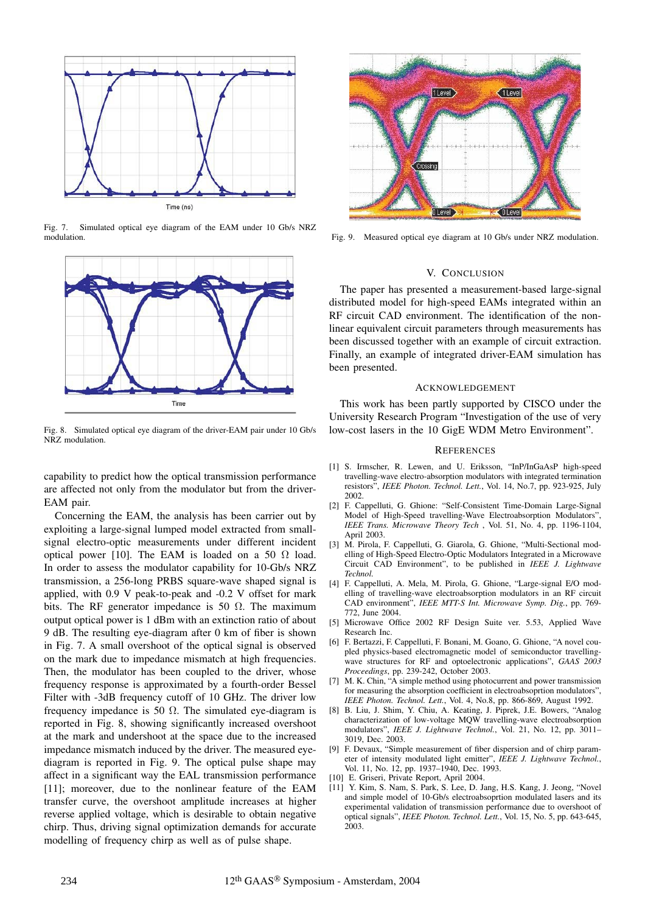Time (ns)

Fig. 7. Simulated optical eye diagram of the EAM under 10 Gb/s NRZ modulation.

Time

Fig. 8. Simulated optical eye diagram of the driver-EAM pair under 10 Gb/s NRZ modulation.

capability to predict how the optical transmission performance are affected not only from the modulator but from the driver-EAM pair.

Concerning the EAM, the analysis has been carrier out by exploiting a large-signal lumped model extracted from small-signal electro-optic measurements under different incident optical power [10]. The EAM is loaded on a 50 Ω load. In order to assess the modulator capability for 10-Gb/s NRZ transmission, a 256-long PRBS square-wave shaped signal is applied, with 0.9 V peak-to-peak and -0.2 V offset for mark bits. The RF generator impedance is 50 Ω. The maximum output optical power is 1 dBm with an extinction ratio of about 9 dB. The resulting eye-diagram after 0 km of fiber is shown in Fig. 7. A small overshoot of the optical signal is observed on the mark due to impedance mismatch at high frequencies. Then, the modulator has been coupled to the driver, whose frequency response is approximated by a fourth-order Bessel Filter with -3dB frequency cutoff of 10 GHz. The driver low frequency impedance is 50 Ω. The simulated eye-diagram is reported in Fig. 8, showing significantly increased overshoot at the mark and undershoot at the space due to the increased impedance mismatch induced by the driver. The measured eye-diagram is reported in Fig. 9. The optical pulse shape may affect in a significant way the EAL transmission performance [11]; moreover, due to the nonlinear feature of the EAM transfer curve, the overshoot amplitude increases at higher reverse applied voltage, which is desirable to obtain negative chirp. Thus, driving signal optimization demands for accurate modelling of frequency chirp as well as of pulse shape.

1 Level
1 Level
Crossing
0 Level
0 Level

Fig. 9. Measured optical eye diagram at 10 Gb/s under NRZ modulation.

## V. Conclusion

The paper has presented a measurement-based large-signal distributed model for high-speed EAMs integrated within an RF circuit CAD environment. The identification of the non-linear equivalent circuit parameters through measurements has been discussed together with an example of circuit extraction. Finally, an example of integrated driver-EAM simulation has been presented.

## Acknowledgement

This work has been partly supported by CISCO under the University Research Program "Investigation of the use of very low-cost lasers in the 10 GigE WDM Metro Environment".

## References

[1] S. Irmscher, R. Lewen, and U. Eriksson, "InP/InGaAsP high-speed travelling-wave electro-absorption modulators with integrated termination resistors", *IEEE Photon. Technol. Lett.*, Vol. 14, No.7, pp. 923-925, July 2002.

[2] F. Cappelluti, G. Ghione: "Self-Consistent Time-Domain Large-Signal Model of High-Speed travelling-Wave Electroabsorption Modulators", *IEEE Trans. Microwave Theory Tech* , Vol. 51, No. 4, pp. 1196-1104, April 2003.

[3] M. Pirola, F. Cappelluti, G. Giarola, G. Ghione, "Multi-Sectional modelling of High-Speed Electro-Optic Modulators Integrated in a Microwave Circuit CAD Environment", to be published in *IEEE J. Lightwave Technol.*

[4] F. Cappelluti, A. Mela, M. Pirola, G. Ghione, "Large-signal E/O modelling of travelling-wave electroabsorption modulators in an RF circuit CAD environment", *IEEE MTT-S Int. Microwave Symp. Dig.*, pp. 769-772, June 2004.

[5] Microwave Office 2002 RF Design Suite ver. 5.53, Applied Wave Research Inc.

[6] F. Bertazzi, F. Cappelluti, F. Bonani, M. Goano, G. Ghione, "A novel coupled physics-based electromagnetic model of semiconductor travelling-wave structures for RF and optoelectronic applications", *GAAS 2003 Proceedings*, pp. 239-242, October 2003.

[7] M. K. Chin, "A simple method using photocurrent and power transmission for measuring the absorption coefficient in electroabsoprtion modulators", *IEEE Photon. Technol. Lett.*, Vol. 4, No.8, pp. 866-869, August 1992.

[8] B. Liu, J. Shim, Y. Chiu, A. Keating, J. Piprek, J.E. Bowers, "Analog characterization of low-voltage MQW travelling-wave electroabsorption modulators", *IEEE J. Lightwave Technol.*, Vol. 21, No. 12, pp. 3011–3019, Dec. 2003.

[9] F. Devaux, "Simple measurement of fiber dispersion and of chirp parameter of intensity modulated light emitter", *IEEE J. Lightwave Technol.*, Vol. 11, No. 12, pp. 1937–1940, Dec. 1993.

[10] E. Griseri, Private Report, April 2004.

[11] Y. Kim, S. Nam, S. Park, S. Lee, D. Jang, H.S. Kang, J. Jeong, "Novel and simple model of 10-Gb/s electroabsoprtion modulated lasers and its experimental validation of transmission performance due to overshoot of optical signals", *IEEE Photon. Technol. Lett.*, Vol. 15, No. 5, pp. 643-645, 2003.